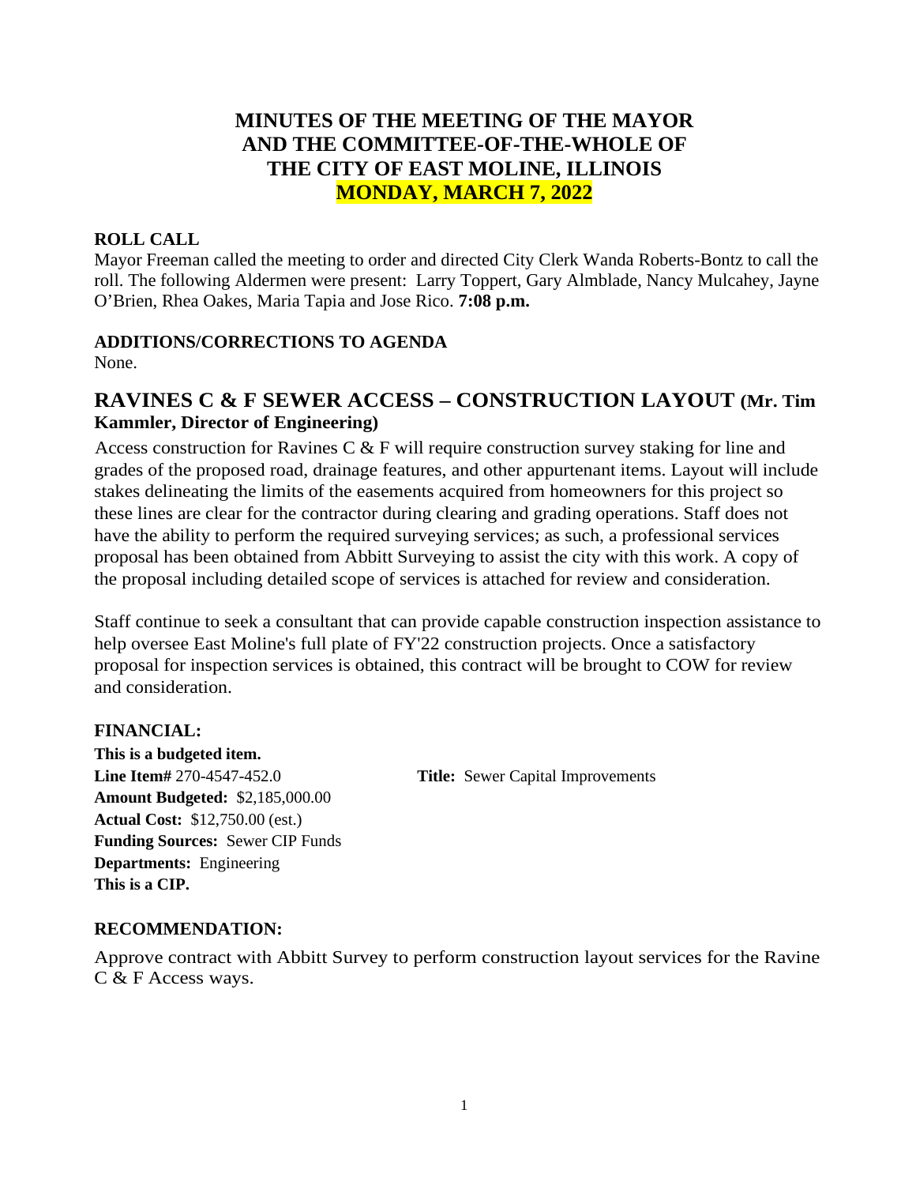# MINUTES OF THE MEETING OF THE MAYOR AND THE COMMITTEE-OF-THE-WHOLE OF THE CITY OF EAST MOLINE, ILLINOIS MONDAY, MARCH 7, 2022

**ROLL CALL**

Mayor Freeman called the meeting to order and directed City Clerk Wanda Roberts-Bontz to call the roll. The following Aldermen were present: Larry Toppert, Gary Almblade, Nancy Mulcahey, Jayne O'Brien, Rhea Oakes, Maria Tapia and Jose Rico. **7:08 p.m.**

**ADDITIONS/CORRECTIONS TO AGENDA**

None.

## RAVINES C & F SEWER ACCESS – CONSTRUCTION LAYOUT (Mr. Tim Kammler, Director of Engineering)

Access construction for Ravines C & F will require construction survey staking for line and grades of the proposed road, drainage features, and other appurtenant items. Layout will include stakes delineating the limits of the easements acquired from homeowners for this project so these lines are clear for the contractor during clearing and grading operations. Staff does not have the ability to perform the required surveying services; as such, a professional services proposal has been obtained from Abbitt Surveying to assist the city with this work. A copy of the proposal including detailed scope of services is attached for review and consideration.

Staff continue to seek a consultant that can provide capable construction inspection assistance to help oversee East Moline's full plate of FY'22 construction projects. Once a satisfactory proposal for inspection services is obtained, this contract will be brought to COW for review and consideration.

**FINANCIAL:**

**This is a budgeted item.**
**Line Item#** 270-4547-452.0 **Title:** Sewer Capital Improvements
**Amount Budgeted:** $2,185,000.00
**Actual Cost:** $12,750.00 (est.)
**Funding Sources:** Sewer CIP Funds
**Departments:** Engineering
**This is a CIP.**

**RECOMMENDATION:**

Approve contract with Abbitt Survey to perform construction layout services for the Ravine C & F Access ways.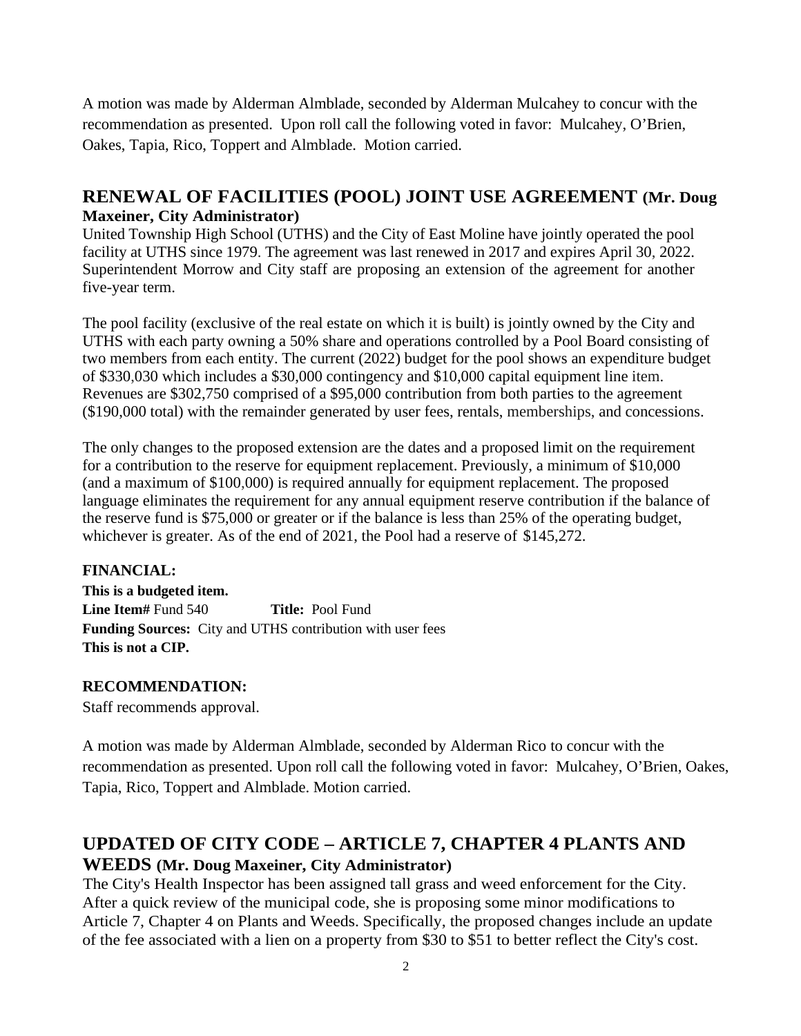A motion was made by Alderman Almblade, seconded by Alderman Mulcahey to concur with the recommendation as presented. Upon roll call the following voted in favor: Mulcahey, O'Brien, Oakes, Tapia, Rico, Toppert and Almblade. Motion carried.

## RENEWAL OF FACILITIES (POOL) JOINT USE AGREEMENT (Mr. Doug Maxeiner, City Administrator)

United Township High School (UTHS) and the City of East Moline have jointly operated the pool facility at UTHS since 1979. The agreement was last renewed in 2017 and expires April 30, 2022. Superintendent Morrow and City staff are proposing an extension of the agreement for another five-year term.

The pool facility (exclusive of the real estate on which it is built) is jointly owned by the City and UTHS with each party owning a 50% share and operations controlled by a Pool Board consisting of two members from each entity. The current (2022) budget for the pool shows an expenditure budget of $330,030 which includes a $30,000 contingency and $10,000 capital equipment line item. Revenues are $302,750 comprised of a $95,000 contribution from both parties to the agreement ($190,000 total) with the remainder generated by user fees, rentals, memberships, and concessions.

The only changes to the proposed extension are the dates and a proposed limit on the requirement for a contribution to the reserve for equipment replacement. Previously, a minimum of $10,000 (and a maximum of $100,000) is required annually for equipment replacement. The proposed language eliminates the requirement for any annual equipment reserve contribution if the balance of the reserve fund is $75,000 or greater or if the balance is less than 25% of the operating budget, whichever is greater. As of the end of 2021, the Pool had a reserve of $145,272.

**FINANCIAL:**

**This is a budgeted item.**
**Line Item#** Fund 540 **Title:** Pool Fund
**Funding Sources:** City and UTHS contribution with user fees
**This is not a CIP.**

**RECOMMENDATION:**

Staff recommends approval.

A motion was made by Alderman Almblade, seconded by Alderman Rico to concur with the recommendation as presented. Upon roll call the following voted in favor: Mulcahey, O'Brien, Oakes, Tapia, Rico, Toppert and Almblade. Motion carried.

## UPDATED OF CITY CODE – ARTICLE 7, CHAPTER 4 PLANTS AND WEEDS (Mr. Doug Maxeiner, City Administrator)

The City's Health Inspector has been assigned tall grass and weed enforcement for the City. After a quick review of the municipal code, she is proposing some minor modifications to Article 7, Chapter 4 on Plants and Weeds. Specifically, the proposed changes include an update of the fee associated with a lien on a property from $30 to $51 to better reflect the City's cost.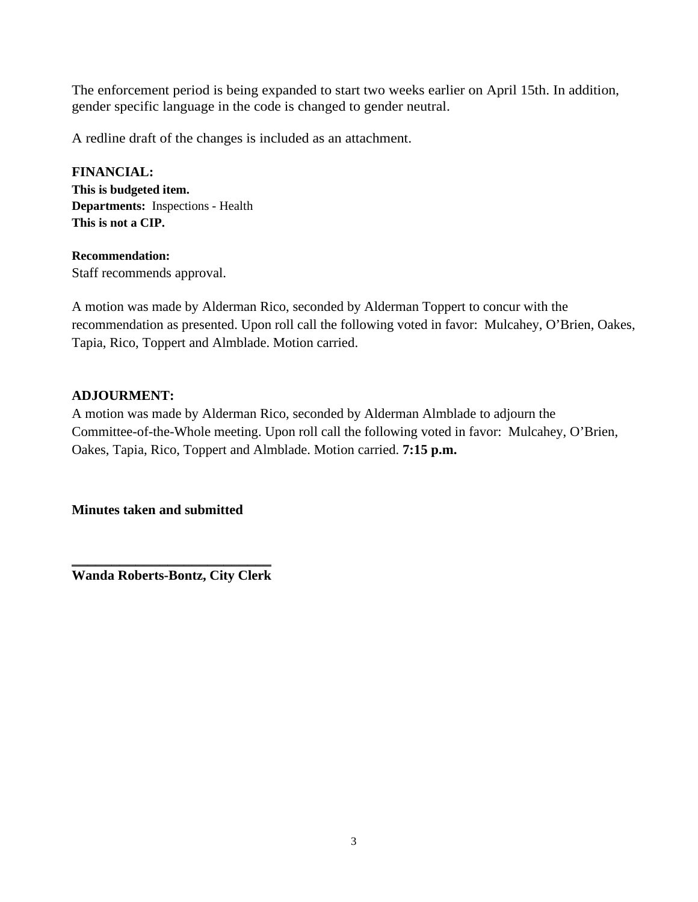The enforcement period is being expanded to start two weeks earlier on April 15th. In addition, gender specific language in the code is changed to gender neutral.

A redline draft of the changes is included as an attachment.

**FINANCIAL:**
**This is budgeted item.**
**Departments:** Inspections - Health
**This is not a CIP.**

**Recommendation:**
Staff recommends approval.

A motion was made by Alderman Rico, seconded by Alderman Toppert to concur with the recommendation as presented. Upon roll call the following voted in favor: Mulcahey, O'Brien, Oakes, Tapia, Rico, Toppert and Almblade. Motion carried.

**ADJOURMENT:**
A motion was made by Alderman Rico, seconded by Alderman Almblade to adjourn the Committee-of-the-Whole meeting. Upon roll call the following voted in favor: Mulcahey, O'Brien, Oakes, Tapia, Rico, Toppert and Almblade. Motion carried. **7:15 p.m.**

**Minutes taken and submitted**

\_\_\_\_\_\_\_\_\_\_\_\_\_\_\_\_\_\_\_\_\_\_\_\_\_\_\_\_
**Wanda Roberts-Bontz, City Clerk**